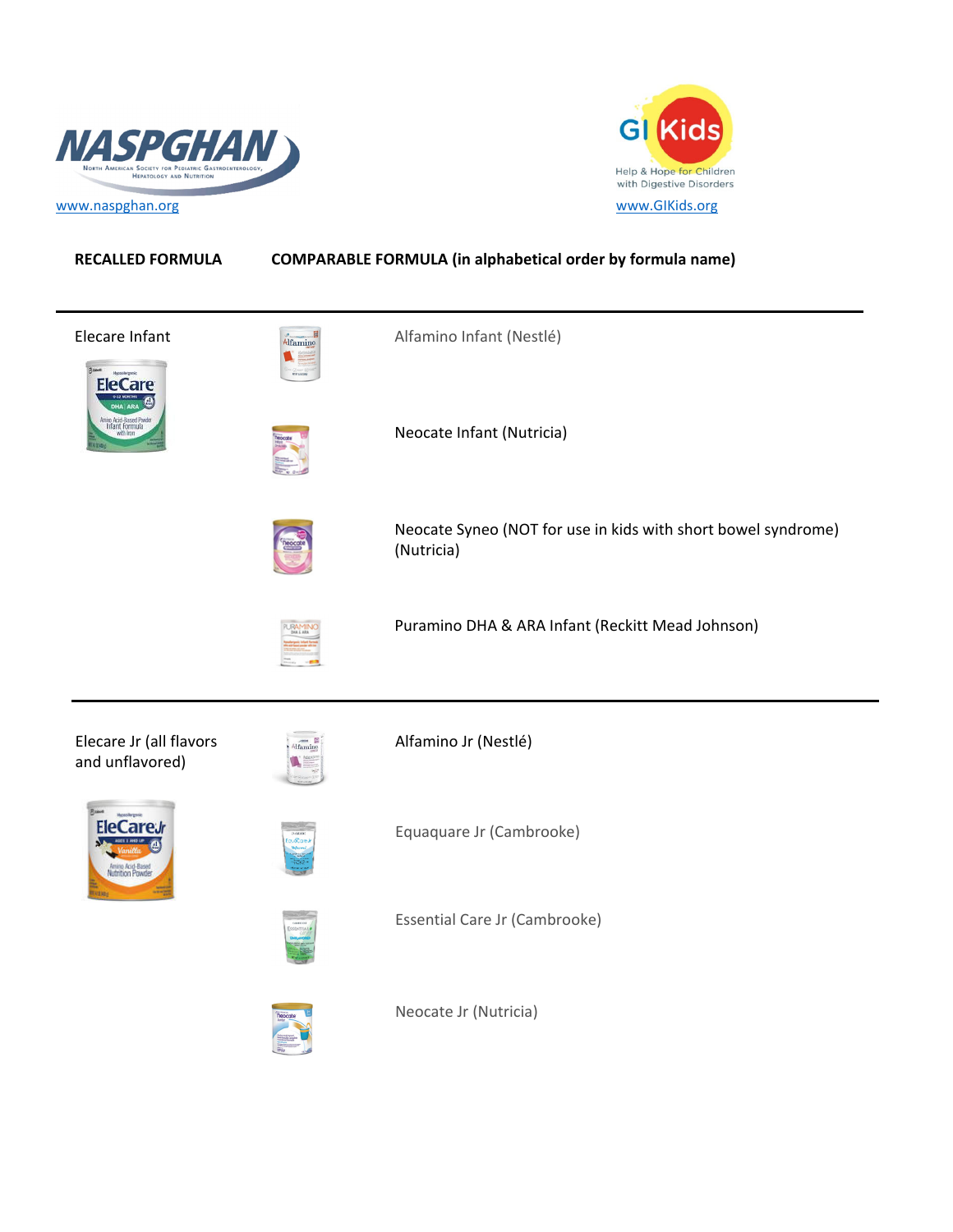NASPGHAN — North American Society for Pediatric Gastroenterology, Hepatology and Nutrition

www.naspghan.org

GI Kids — Help & Hope for Children with Digestive Disorders

www.GIKids.org

| RECALLED FORMULA | COMPARABLE FORMULA (in alphabetical order by formula name) |
| --- | --- |
| Elecare Infant | Alfamino Infant (Nestlé) |
| | Neocate Infant (Nutricia) |
| | Neocate Syneo (NOT for use in kids with short bowel syndrome) (Nutricia) |
| | Puramino DHA & ARA Infant (Reckitt Mead Johnson) |
| Elecare Jr (all flavors and unflavored) | Alfamino Jr (Nestlé) |
| | Equaquare Jr (Cambrooke) |
| | Essential Care Jr (Cambrooke) |
| | Neocate Jr (Nutricia) |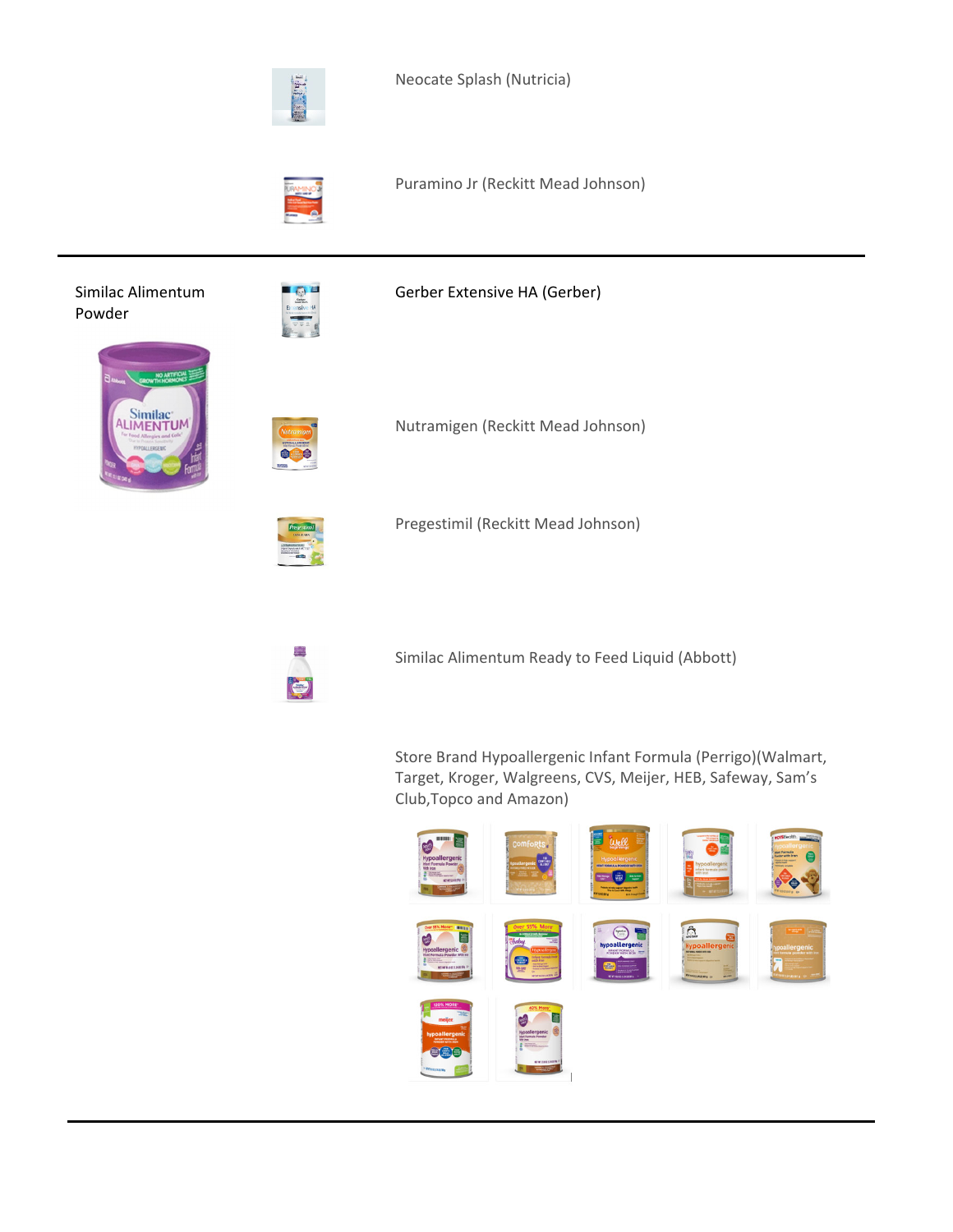| | |
|---|---|
| | Neocate Splash (Nutricia) |
| | Puramino Jr (Reckitt Mead Johnson) |
| Similac Alimentum Powder | Gerber Extensive HA (Gerber) |
| | Nutramigen (Reckitt Mead Johnson) |
| | Pregestimil (Reckitt Mead Johnson) |
| | Similac Alimentum Ready to Feed Liquid (Abbott) |
| | Store Brand Hypoallergenic Infant Formula (Perrigo)(Walmart, Target, Kroger, Walgreens, CVS, Meijer, HEB, Safeway, Sam's Club,Topco and Amazon) |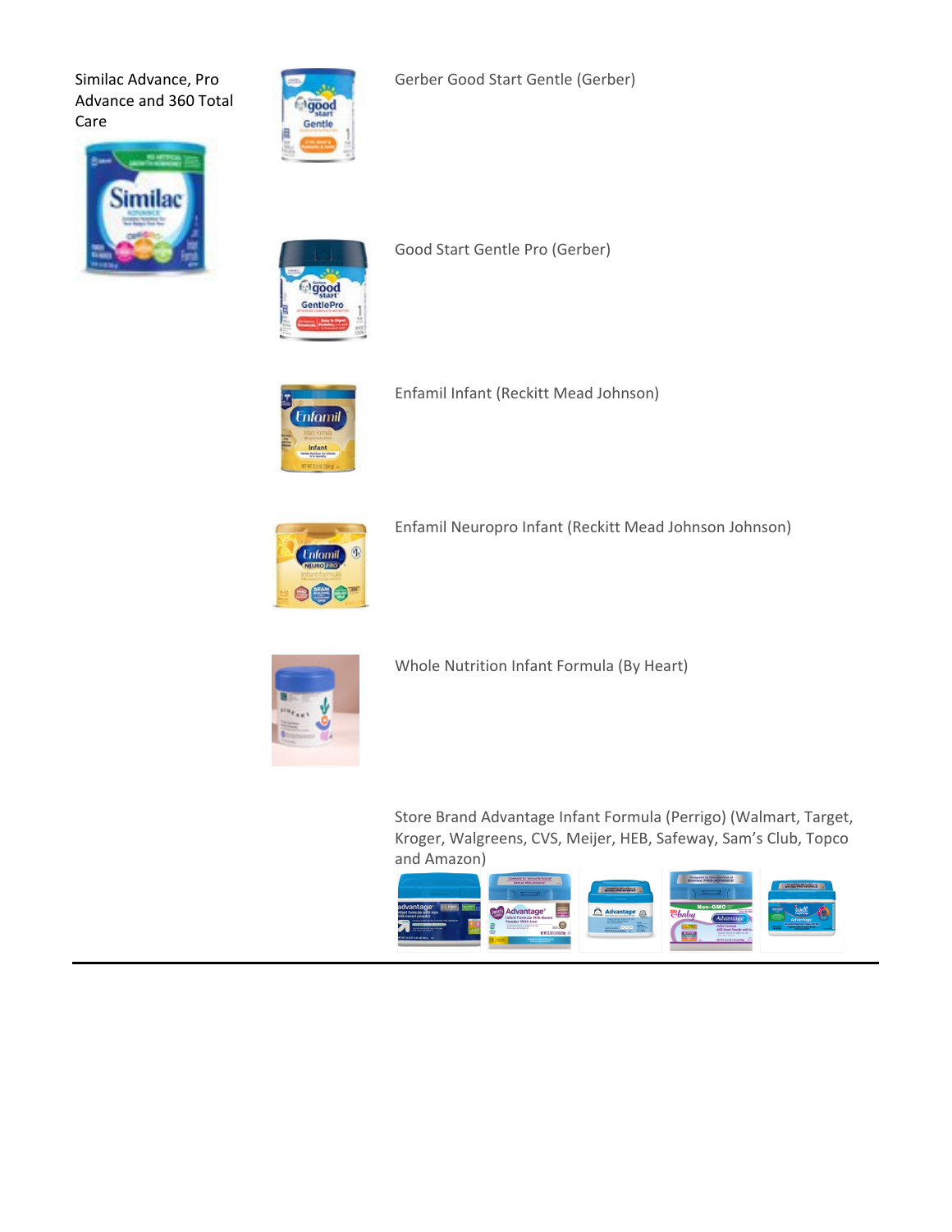Similac Advance, Pro Advance and 360 Total Care

Gerber Good Start Gentle (Gerber)

Good Start Gentle Pro (Gerber)

Enfamil Infant (Reckitt Mead Johnson)

Enfamil Neuropro Infant (Reckitt Mead Johnson Johnson)

Whole Nutrition Infant Formula (By Heart)

Store Brand Advantage Infant Formula (Perrigo) (Walmart, Target, Kroger, Walgreens, CVS, Meijer, HEB, Safeway, Sam's Club, Topco and Amazon)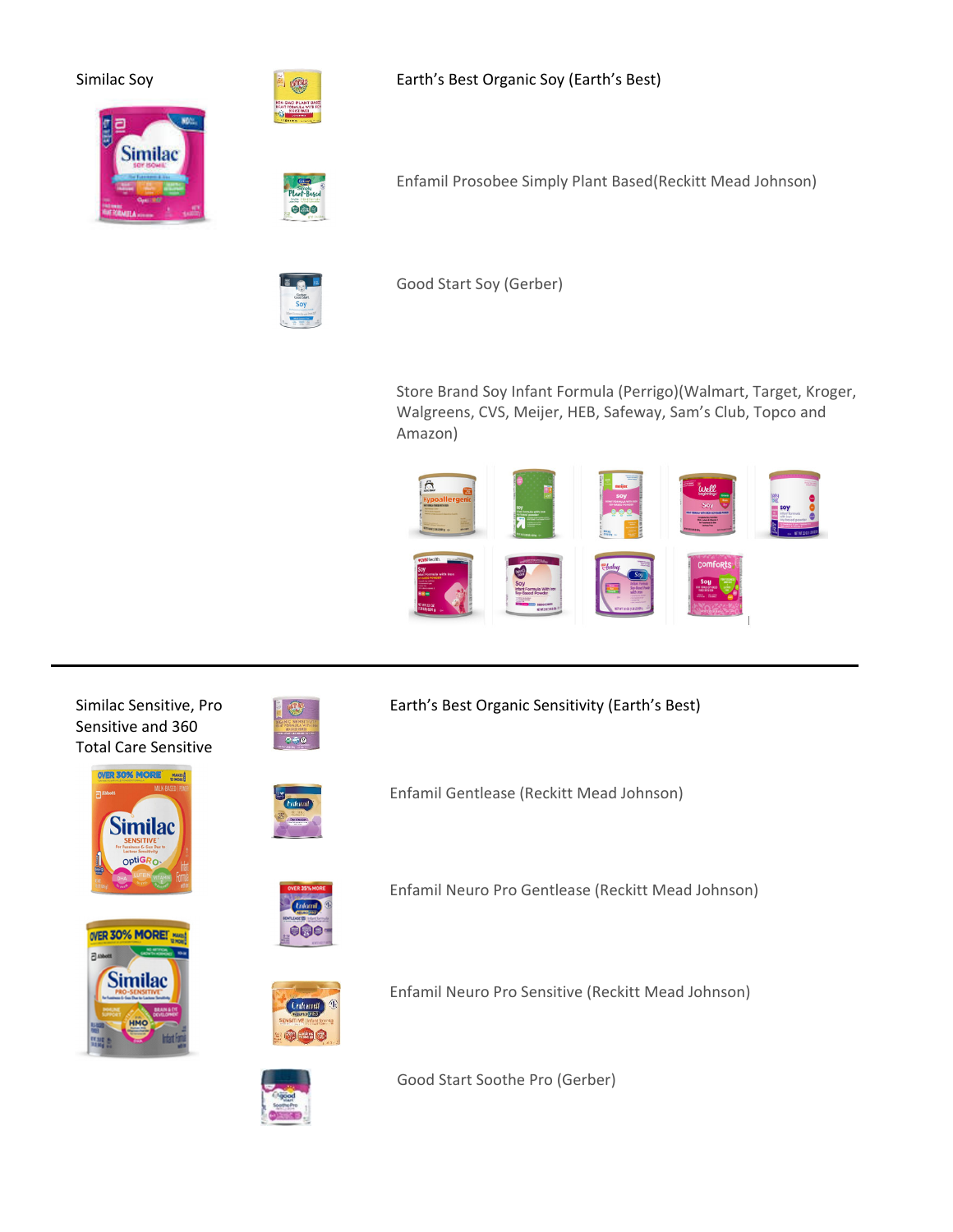Similac Soy

Earth's Best Organic Soy (Earth's Best)

Enfamil Prosobee Simply Plant Based(Reckitt Mead Johnson)

Good Start Soy (Gerber)

Store Brand Soy Infant Formula (Perrigo)(Walmart, Target, Kroger, Walgreens, CVS, Meijer, HEB, Safeway, Sam's Club, Topco and Amazon)

---

Similac Sensitive, Pro Sensitive and 360 Total Care Sensitive

Earth's Best Organic Sensitivity (Earth's Best)

Enfamil Gentlease (Reckitt Mead Johnson)

Enfamil Neuro Pro Gentlease (Reckitt Mead Johnson)

Enfamil Neuro Pro Sensitive (Reckitt Mead Johnson)

Good Start Soothe Pro (Gerber)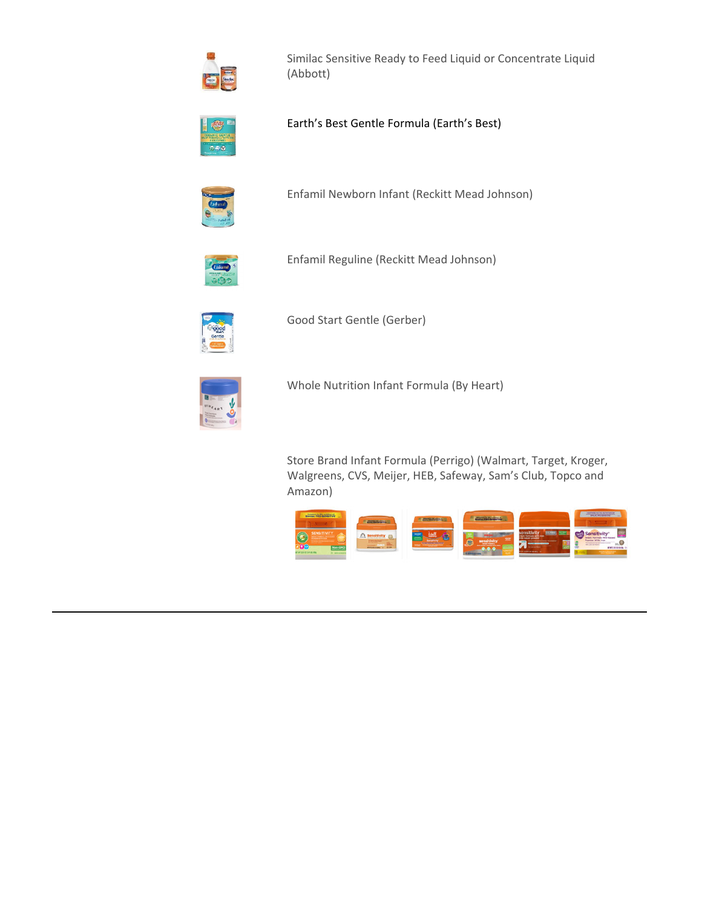Similac Sensitive Ready to Feed Liquid or Concentrate Liquid (Abbott)

Earth's Best Gentle Formula (Earth's Best)

Enfamil Newborn Infant (Reckitt Mead Johnson)

Enfamil Reguline (Reckitt Mead Johnson)

Good Start Gentle (Gerber)

Whole Nutrition Infant Formula (By Heart)

Store Brand Infant Formula (Perrigo) (Walmart, Target, Kroger, Walgreens, CVS, Meijer, HEB, Safeway, Sam's Club, Topco and Amazon)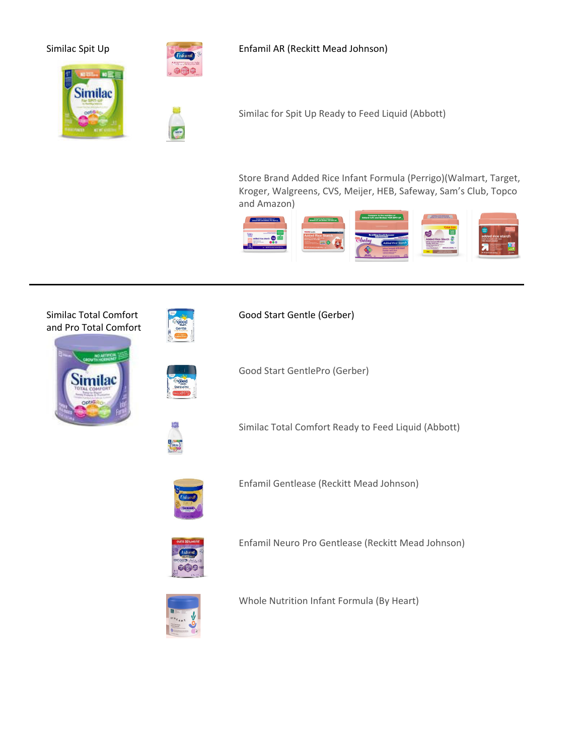Similac Spit Up

Enfamil AR (Reckitt Mead Johnson)

Similac for Spit Up Ready to Feed Liquid (Abbott)

Store Brand Added Rice Infant Formula (Perrigo)(Walmart, Target, Kroger, Walgreens, CVS, Meijer, HEB, Safeway, Sam's Club, Topco and Amazon)

---

Similac Total Comfort and Pro Total Comfort

Good Start Gentle (Gerber)

Good Start GentlePro (Gerber)

Similac Total Comfort Ready to Feed Liquid (Abbott)

Enfamil Gentlease (Reckitt Mead Johnson)

Enfamil Neuro Pro Gentlease (Reckitt Mead Johnson)

Whole Nutrition Infant Formula (By Heart)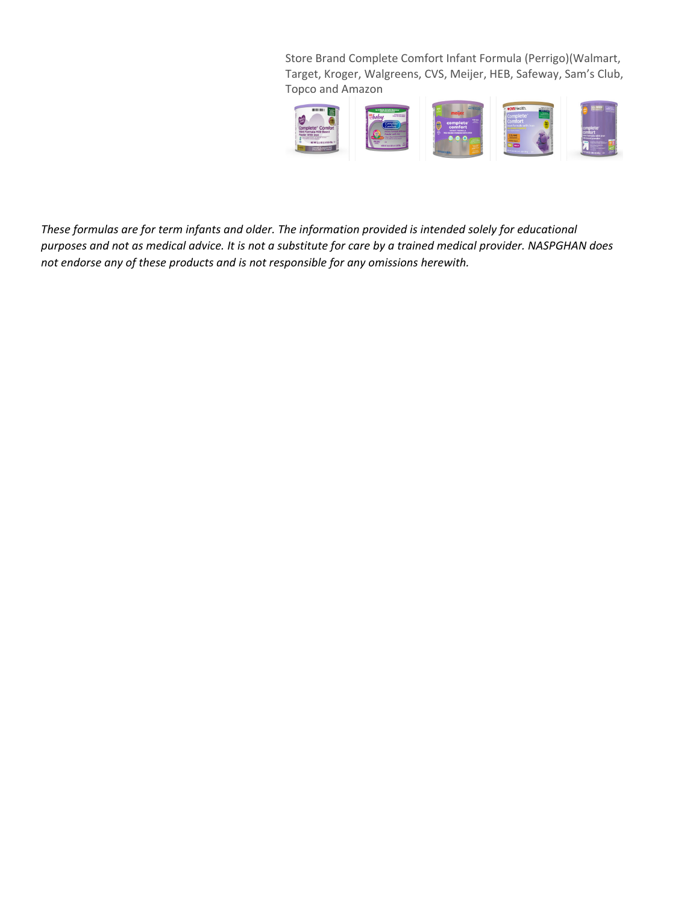Store Brand Complete Comfort Infant Formula (Perrigo)(Walmart, Target, Kroger, Walgreens, CVS, Meijer, HEB, Safeway, Sam's Club, Topco and Amazon

*These formulas are for term infants and older. The information provided is intended solely for educational purposes and not as medical advice. It is not a substitute for care by a trained medical provider. NASPGHAN does not endorse any of these products and is not responsible for any omissions herewith.*